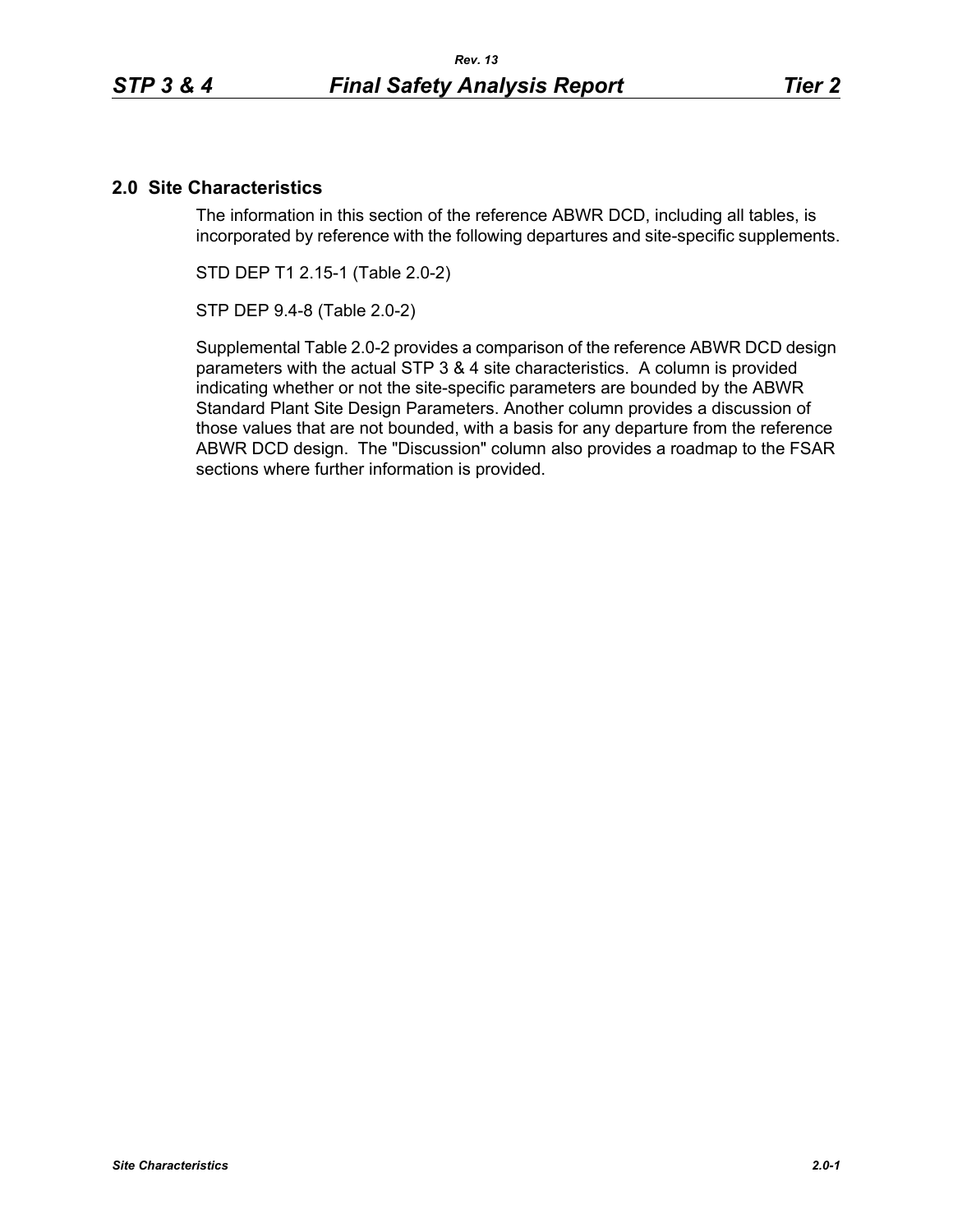## 2.0 Site Characteristics

The information in this section of the reference ABWR DCD, including all tables, is incorporated by reference with the following departures and site-specific supplements.

STD DEP T1 2.15-1 (Table 2.0-2)

STP DEP 9.4-8 (Table 2.0-2)

Supplemental Table 2.0-2 provides a comparison of the reference ABWR DCD design parameters with the actual STP 3 & 4 site characteristics. A column is provided indicating whether or not the site-specific parameters are bounded by the ABWR Standard Plant Site Design Parameters. Another column provides a discussion of those values that are not bounded, with a basis for any departure from the reference ABWR DCD design. The "Discussion" column also provides a roadmap to the FSAR sections where further information is provided.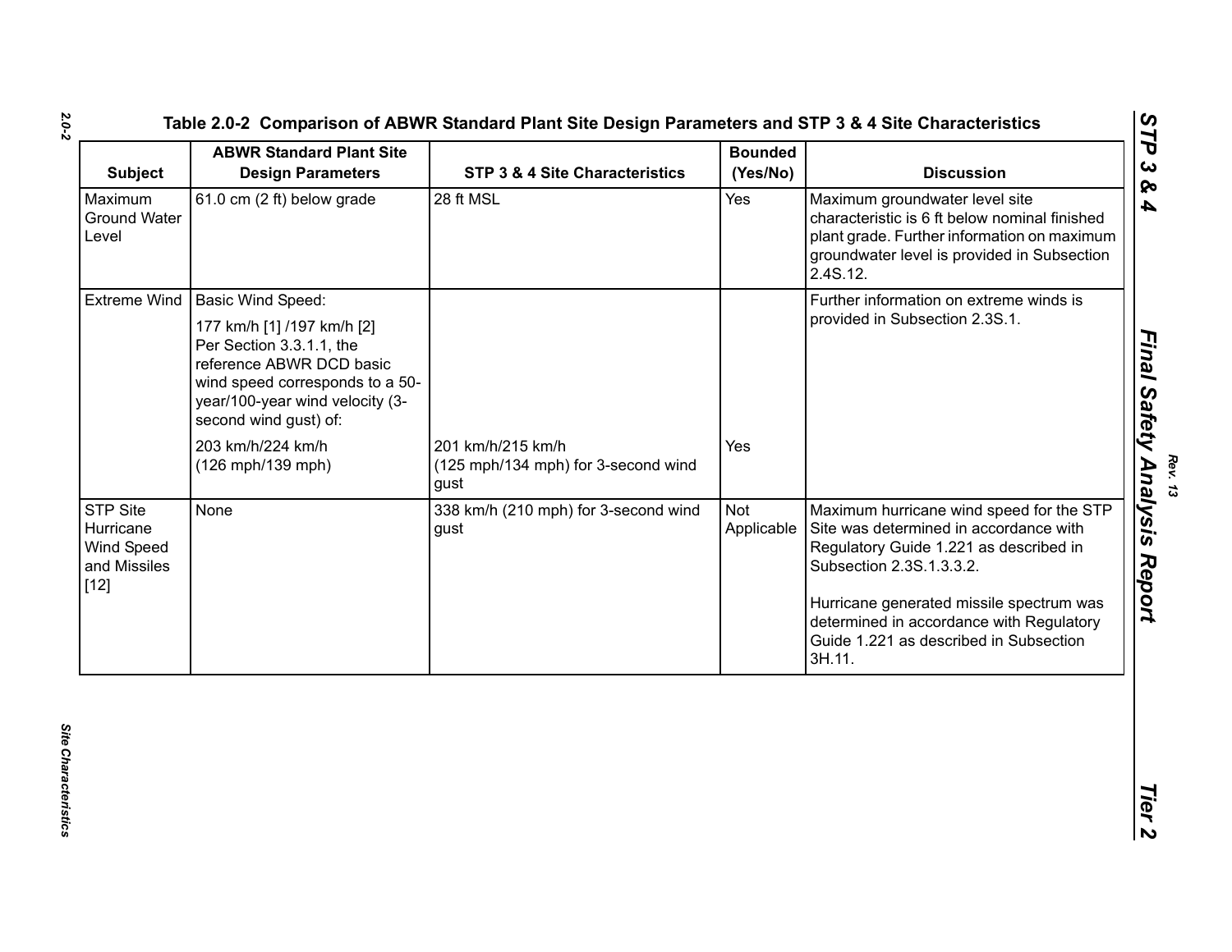## Table 2.0-2 Comparison of ABWR Standard Plant Site Design Parameters and STP 3 & 4 Site Characteristics

| Subject | ABWR Standard Plant Site Design Parameters | STP 3 & 4 Site Characteristics | Bounded (Yes/No) | Discussion |
|---|---|---|---|---|
| Maximum Ground Water Level | 61.0 cm (2 ft) below grade | 28 ft MSL | Yes | Maximum groundwater level site characteristic is 6 ft below nominal finished plant grade. Further information on maximum groundwater level is provided in Subsection 2.4S.12. |
| Extreme Wind | Basic Wind Speed:<br><br>177 km/h [1] /197 km/h [2]<br>Per Section 3.3.1.1, the reference ABWR DCD basic wind speed corresponds to a 50-year/100-year wind velocity (3-second wind gust) of:<br><br>203 km/h/224 km/h<br>(126 mph/139 mph) | 201 km/h/215 km/h<br>(125 mph/134 mph) for 3-second wind gust | Yes | Further information on extreme winds is provided in Subsection 2.3S.1. |
| STP Site Hurricane Wind Speed and Missiles [12] | None | 338 km/h (210 mph) for 3-second wind gust | Not Applicable | Maximum hurricane wind speed for the STP Site was determined in accordance with Regulatory Guide 1.221 as described in Subsection 2.3S.1.3.3.2.<br><br>Hurricane generated missile spectrum was determined in accordance with Regulatory Guide 1.221 as described in Subsection 3H.11. |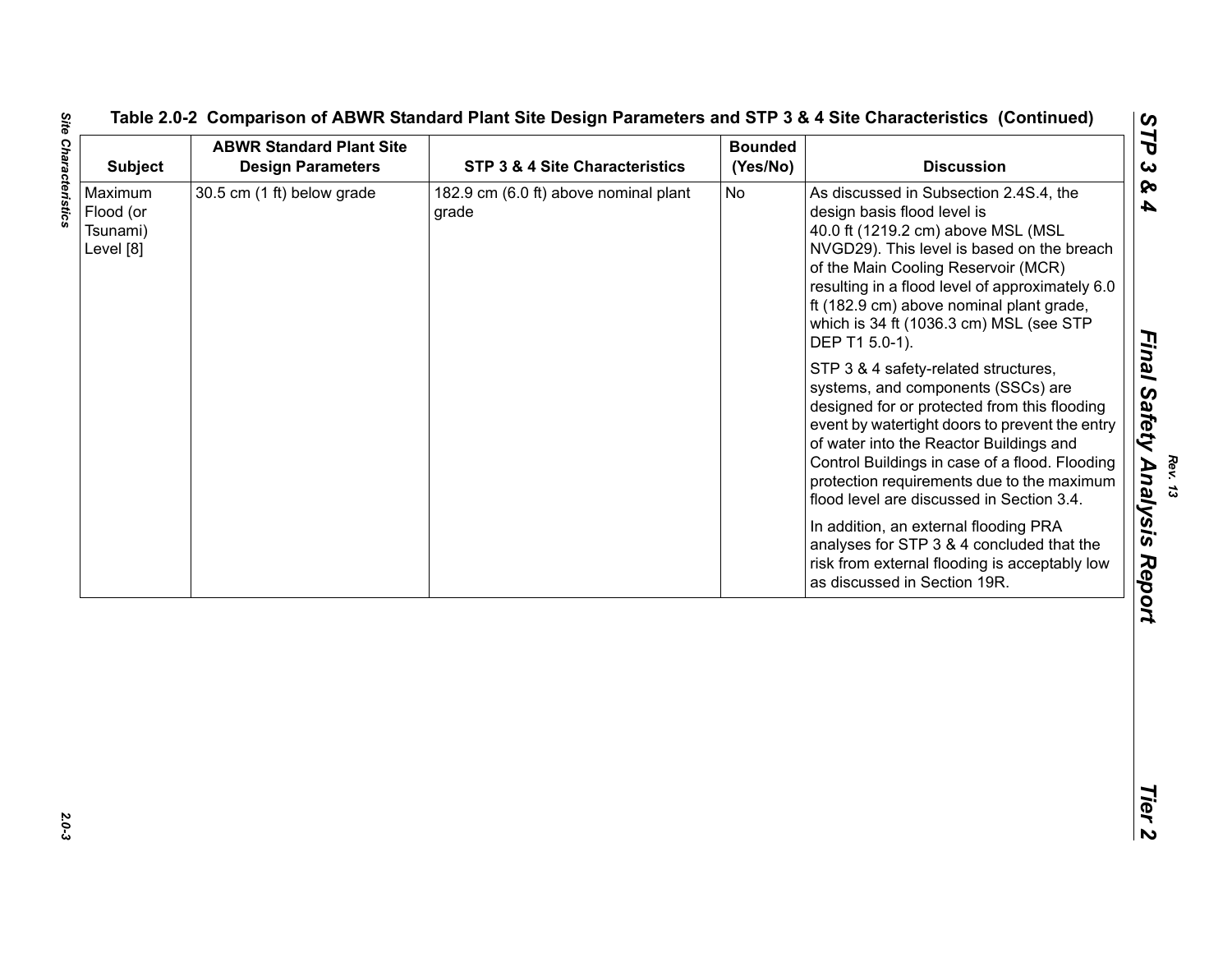Table 2.0-2 Comparison of ABWR Standard Plant Site Design Parameters and STP 3 & 4 Site Characteristics (Continued)

| Subject | ABWR Standard Plant Site Design Parameters | STP 3 & 4 Site Characteristics | Bounded (Yes/No) | Discussion |
|---|---|---|---|---|
| Maximum Flood (or Tsunami) Level [8] | 30.5 cm (1 ft) below grade | 182.9 cm (6.0 ft) above nominal plant grade | No | As discussed in Subsection 2.4S.4, the design basis flood level is 40.0 ft (1219.2 cm) above MSL (MSL NVGD29). This level is based on the breach of the Main Cooling Reservoir (MCR) resulting in a flood level of approximately 6.0 ft (182.9 cm) above nominal plant grade, which is 34 ft (1036.3 cm) MSL (see STP DEP T1 5.0-1).<br><br>STP 3 & 4 safety-related structures, systems, and components (SSCs) are designed for or protected from this flooding event by watertight doors to prevent the entry of water into the Reactor Buildings and Control Buildings in case of a flood. Flooding protection requirements due to the maximum flood level are discussed in Section 3.4.<br><br>In addition, an external flooding PRA analyses for STP 3 & 4 concluded that the risk from external flooding is acceptably low as discussed in Section 19R. |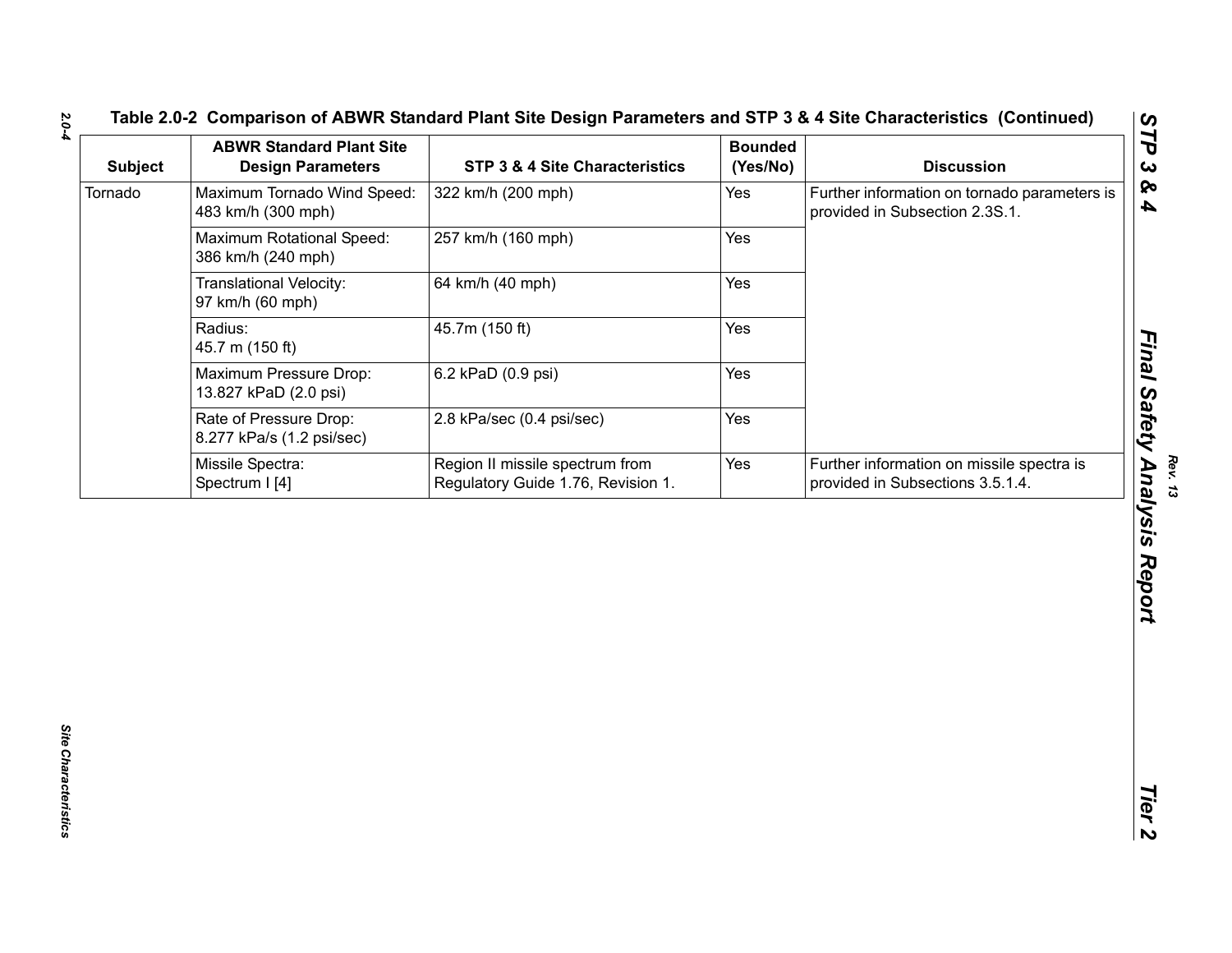**Table 2.0-2 Comparison of ABWR Standard Plant Site Design Parameters and STP 3 & 4 Site Characteristics (Continued)**

| Subject | ABWR Standard Plant Site Design Parameters | STP 3 & 4 Site Characteristics | Bounded (Yes/No) | Discussion |
|---|---|---|---|---|
| Tornado | Maximum Tornado Wind Speed: 483 km/h (300 mph) | 322 km/h (200 mph) | Yes | Further information on tornado parameters is provided in Subsection 2.3S.1. |
| | Maximum Rotational Speed: 386 km/h (240 mph) | 257 km/h (160 mph) | Yes | |
| | Translational Velocity: 97 km/h (60 mph) | 64 km/h (40 mph) | Yes | |
| | Radius: 45.7 m (150 ft) | 45.7m (150 ft) | Yes | |
| | Maximum Pressure Drop: 13.827 kPaD (2.0 psi) | 6.2 kPaD (0.9 psi) | Yes | |
| | Rate of Pressure Drop: 8.277 kPa/s (1.2 psi/sec) | 2.8 kPa/sec (0.4 psi/sec) | Yes | |
| | Missile Spectra: Spectrum I [4] | Region II missile spectrum from Regulatory Guide 1.76, Revision 1. | Yes | Further information on missile spectra is provided in Subsections 3.5.1.4. |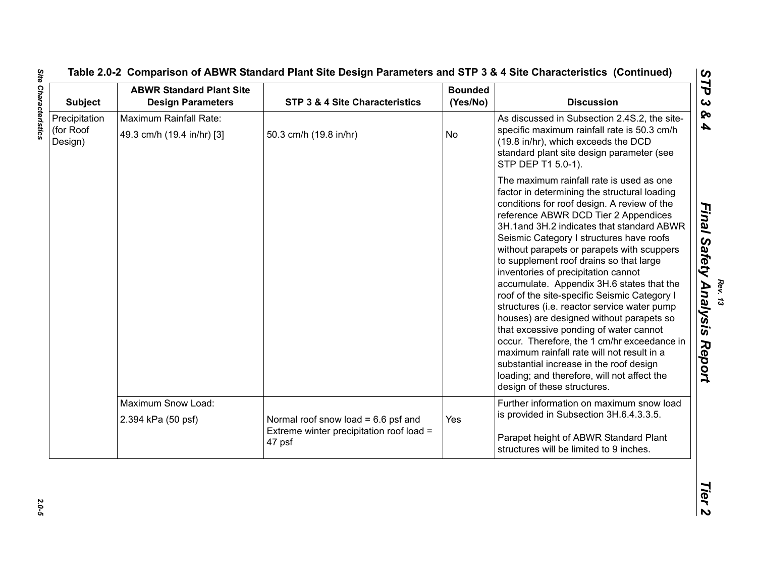Table 2.0-2 Comparison of ABWR Standard Plant Site Design Parameters and STP 3 & 4 Site Characteristics (Continued)

| Subject | ABWR Standard Plant Site Design Parameters | STP 3 & 4 Site Characteristics | Bounded (Yes/No) | Discussion |
|---|---|---|---|---|
| Precipitation (for Roof Design) | Maximum Rainfall Rate: 49.3 cm/h (19.4 in/hr) [3] | 50.3 cm/h (19.8 in/hr) | No | As discussed in Subsection 2.4S.2, the site-specific maximum rainfall rate is 50.3 cm/h (19.8 in/hr), which exceeds the DCD standard plant site design parameter (see STP DEP T1 5.0-1). <br><br> The maximum rainfall rate is used as one factor in determining the structural loading conditions for roof design. A review of the reference ABWR DCD Tier 2 Appendices 3H.1and 3H.2 indicates that standard ABWR Seismic Category I structures have roofs without parapets or parapets with scuppers to supplement roof drains so that large inventories of precipitation cannot accumulate. Appendix 3H.6 states that the roof of the site-specific Seismic Category I structures (i.e. reactor service water pump houses) are designed without parapets so that excessive ponding of water cannot occur. Therefore, the 1 cm/hr exceedance in maximum rainfall rate will not result in a substantial increase in the roof design loading; and therefore, will not affect the design of these structures. |
| | Maximum Snow Load: 2.394 kPa (50 psf) | Normal roof snow load = 6.6 psf and Extreme winter precipitation roof load = 47 psf | Yes | Further information on maximum snow load is provided in Subsection 3H.6.4.3.3.5. <br><br> Parapet height of ABWR Standard Plant structures will be limited to 9 inches. |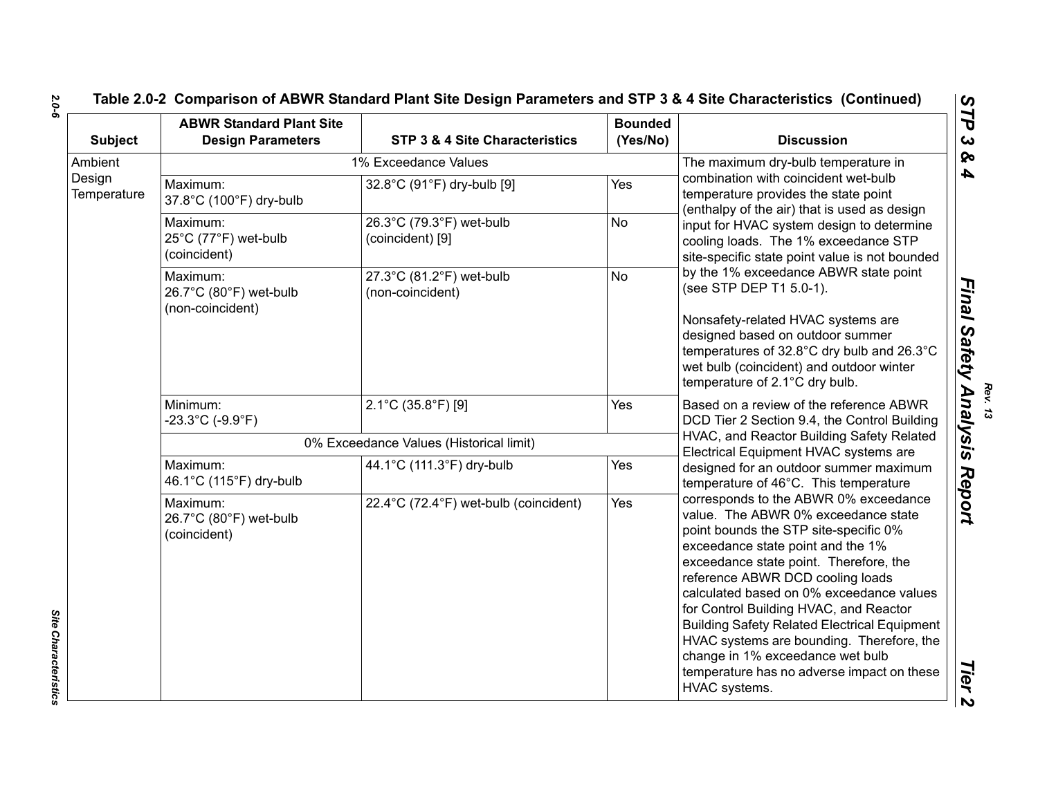**Table 2.0-2 Comparison of ABWR Standard Plant Site Design Parameters and STP 3 & 4 Site Characteristics (Continued)**

| Subject | ABWR Standard Plant Site Design Parameters | STP 3 & 4 Site Characteristics | Bounded (Yes/No) | Discussion |
|---|---|---|---|---|
| Ambient Design Temperature | 1% Exceedance Values | | | The maximum dry-bulb temperature in combination with coincident wet-bulb temperature provides the state point (enthalpy of the air) that is used as design input for HVAC system design to determine cooling loads. The 1% exceedance STP site-specific state point value is not bounded by the 1% exceedance ABWR state point (see STP DEP T1 5.0-1). Nonsafety-related HVAC systems are designed based on outdoor summer temperatures of 32.8°C dry bulb and 26.3°C wet bulb (coincident) and outdoor winter temperature of 2.1°C dry bulb. |
| | Maximum: 37.8°C (100°F) dry-bulb | 32.8°C (91°F) dry-bulb [9] | Yes | |
| | Maximum: 25°C (77°F) wet-bulb (coincident) | 26.3°C (79.3°F) wet-bulb (coincident) [9] | No | |
| | Maximum: 26.7°C (80°F) wet-bulb (non-coincident) | 27.3°C (81.2°F) wet-bulb (non-coincident) | No | |
| | Minimum: -23.3°C (-9.9°F) | 2.1°C (35.8°F) [9] | Yes | Based on a review of the reference ABWR DCD Tier 2 Section 9.4, the Control Building HVAC, and Reactor Building Safety Related Electrical Equipment HVAC systems are designed for an outdoor summer maximum temperature of 46°C. This temperature corresponds to the ABWR 0% exceedance value. The ABWR 0% exceedance state point bounds the STP site-specific 0% exceedance state point and the 1% exceedance state point. Therefore, the reference ABWR DCD cooling loads calculated based on 0% exceedance values for Control Building HVAC, and Reactor Building Safety Related Electrical Equipment HVAC systems are bounding. Therefore, the change in 1% exceedance wet bulb temperature has no adverse impact on these HVAC systems. |
| | 0% Exceedance Values (Historical limit) | | | |
| | Maximum: 46.1°C (115°F) dry-bulb | 44.1°C (111.3°F) dry-bulb | Yes | |
| | Maximum: 26.7°C (80°F) wet-bulb (coincident) | 22.4°C (72.4°F) wet-bulb (coincident) | Yes | |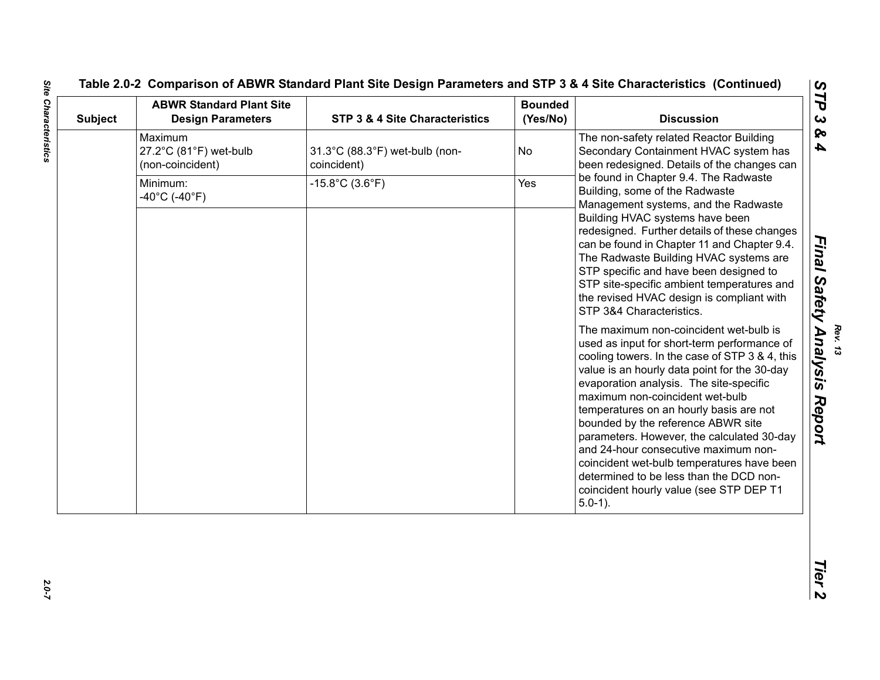Table 2.0-2 Comparison of ABWR Standard Plant Site Design Parameters and STP 3 & 4 Site Characteristics (Continued)

| Subject | ABWR Standard Plant Site Design Parameters | STP 3 & 4 Site Characteristics | Bounded (Yes/No) | Discussion |
|---|---|---|---|---|
| | Maximum 27.2°C (81°F) wet-bulb (non-coincident) | 31.3°C (88.3°F) wet-bulb (non-coincident) | No | The non-safety related Reactor Building Secondary Containment HVAC system has been redesigned. Details of the changes can be found in Chapter 9.4. The Radwaste Building, some of the Radwaste Management systems, and the Radwaste Building HVAC systems have been redesigned. Further details of these changes can be found in Chapter 11 and Chapter 9.4. The Radwaste Building HVAC systems are STP specific and have been designed to STP site-specific ambient temperatures and the revised HVAC design is compliant with STP 3&4 Characteristics.<br><br>The maximum non-coincident wet-bulb is used as input for short-term performance of cooling towers. In the case of STP 3 & 4, this value is an hourly data point for the 30-day evaporation analysis. The site-specific maximum non-coincident wet-bulb temperatures on an hourly basis are not bounded by the reference ABWR site parameters. However, the calculated 30-day and 24-hour consecutive maximum non-coincident wet-bulb temperatures have been determined to be less than the DCD non-coincident hourly value (see STP DEP T1 5.0-1). |
| | Minimum: -40°C (-40°F) | -15.8°C (3.6°F) | Yes | |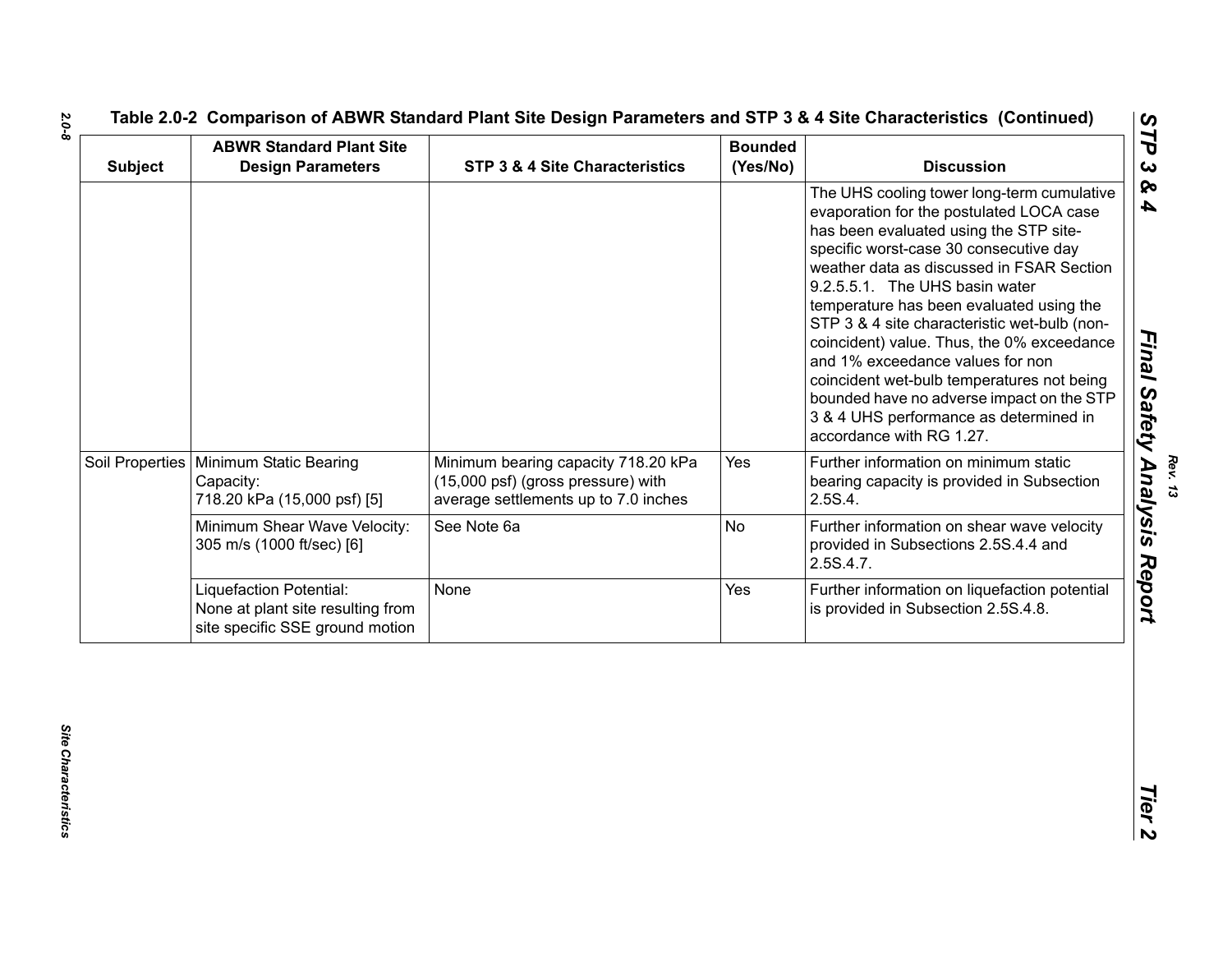Table 2.0-2 Comparison of ABWR Standard Plant Site Design Parameters and STP 3 & 4 Site Characteristics (Continued)

| Subject | ABWR Standard Plant Site Design Parameters | STP 3 & 4 Site Characteristics | Bounded (Yes/No) | Discussion |
|---|---|---|---|---|
| | | | | The UHS cooling tower long-term cumulative evaporation for the postulated LOCA case has been evaluated using the STP site-specific worst-case 30 consecutive day weather data as discussed in FSAR Section 9.2.5.5.1. The UHS basin water temperature has been evaluated using the STP 3 & 4 site characteristic wet-bulb (non-coincident) value. Thus, the 0% exceedance and 1% exceedance values for non coincident wet-bulb temperatures not being bounded have no adverse impact on the STP 3 & 4 UHS performance as determined in accordance with RG 1.27. |
| Soil Properties | Minimum Static Bearing Capacity: 718.20 kPa (15,000 psf) [5] | Minimum bearing capacity 718.20 kPa (15,000 psf) (gross pressure) with average settlements up to 7.0 inches | Yes | Further information on minimum static bearing capacity is provided in Subsection 2.5S.4. |
| | Minimum Shear Wave Velocity: 305 m/s (1000 ft/sec) [6] | See Note 6a | No | Further information on shear wave velocity provided in Subsections 2.5S.4.4 and 2.5S.4.7. |
| | Liquefaction Potential: None at plant site resulting from site specific SSE ground motion | None | Yes | Further information on liquefaction potential is provided in Subsection 2.5S.4.8. |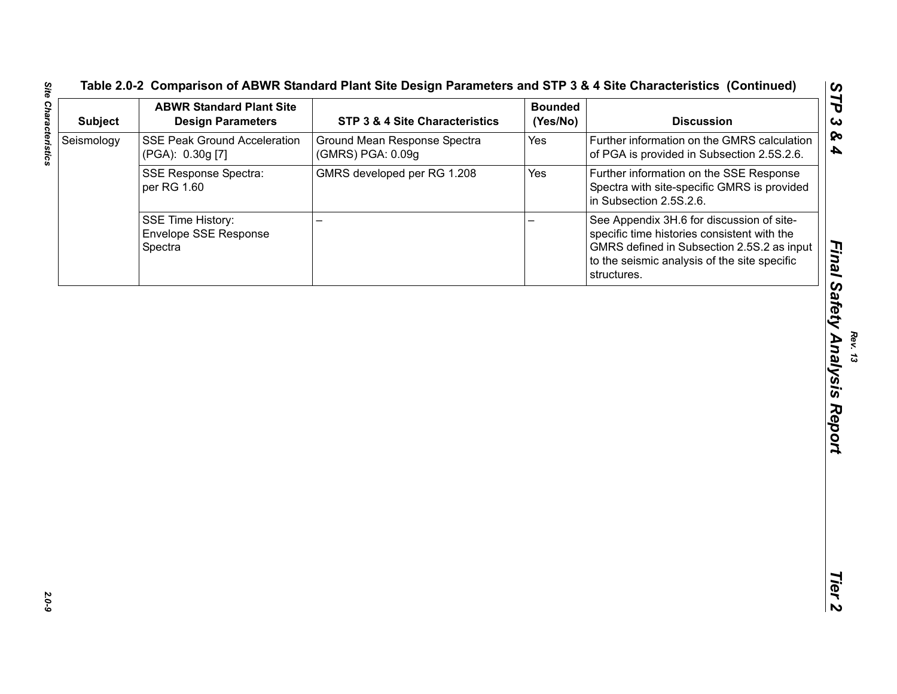### Table 2.0-2 Comparison of ABWR Standard Plant Site Design Parameters and STP 3 & 4 Site Characteristics (Continued)

| Subject | ABWR Standard Plant Site Design Parameters | STP 3 & 4 Site Characteristics | Bounded (Yes/No) | Discussion |
|---|---|---|---|---|
| Seismology | SSE Peak Ground Acceleration (PGA): 0.30g [7] | Ground Mean Response Spectra (GMRS) PGA: 0.09g | Yes | Further information on the GMRS calculation of PGA is provided in Subsection 2.5S.2.6. |
| | SSE Response Spectra: per RG 1.60 | GMRS developed per RG 1.208 | Yes | Further information on the SSE Response Spectra with site-specific GMRS is provided in Subsection 2.5S.2.6. |
| | SSE Time History: Envelope SSE Response Spectra | – | – | See Appendix 3H.6 for discussion of site-specific time histories consistent with the GMRS defined in Subsection 2.5S.2 as input to the seismic analysis of the site specific structures. |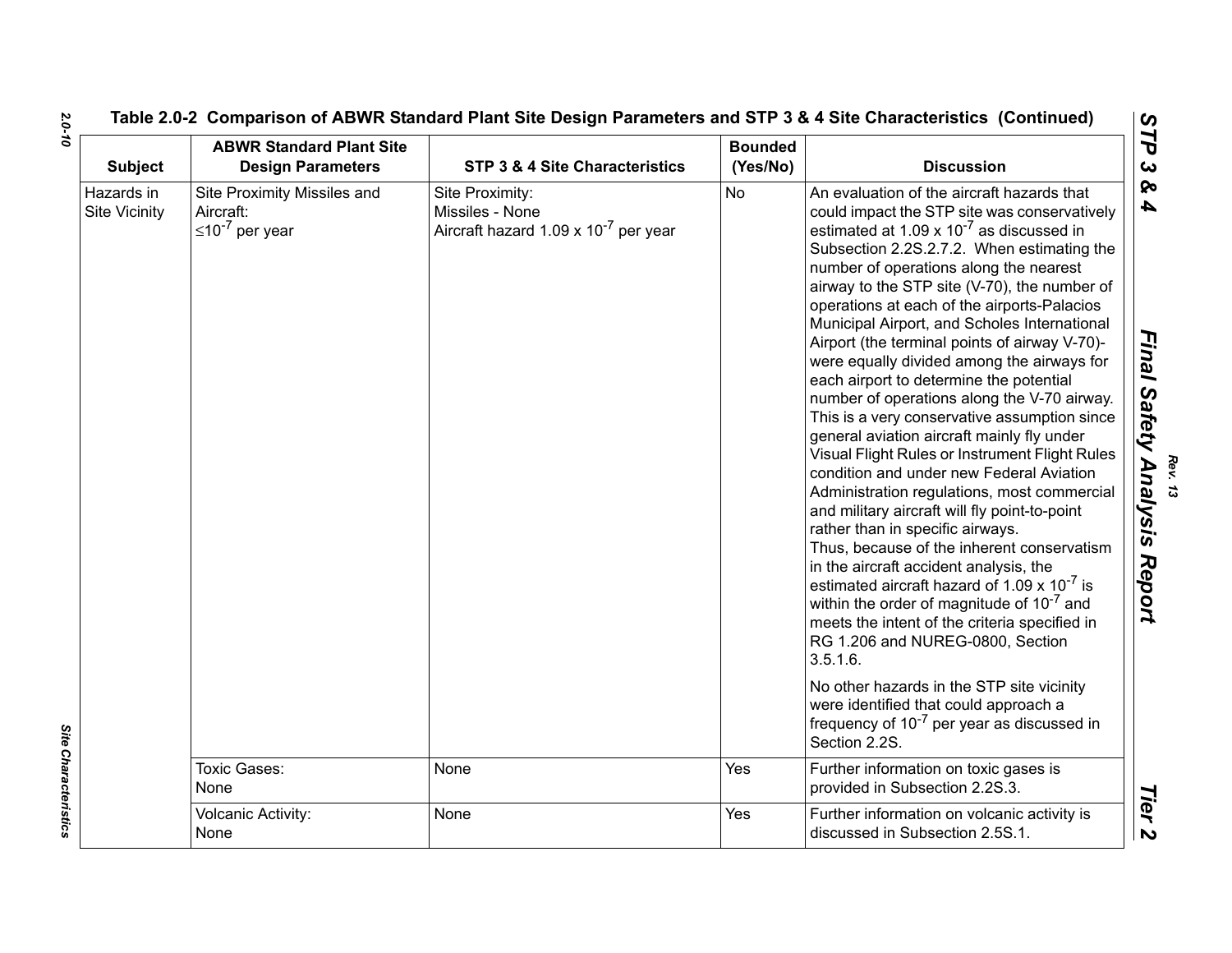**Table 2.0-2 Comparison of ABWR Standard Plant Site Design Parameters and STP 3 & 4 Site Characteristics (Continued)**

| Subject | ABWR Standard Plant Site Design Parameters | STP 3 & 4 Site Characteristics | Bounded (Yes/No) | Discussion |
|---|---|---|---|---|
| Hazards in Site Vicinity | Site Proximity Missiles and Aircraft: $\leq 10^{-7}$ per year | Site Proximity: Missiles - None Aircraft hazard $1.09 \times 10^{-7}$ per year | No | An evaluation of the aircraft hazards that could impact the STP site was conservatively estimated at $1.09 \times 10^{-7}$ as discussed in Subsection 2.2S.2.7.2. When estimating the number of operations along the nearest airway to the STP site (V-70), the number of operations at each of the airports-Palacios Municipal Airport, and Scholes International Airport (the terminal points of airway V-70)-were equally divided among the airways for each airport to determine the potential number of operations along the V-70 airway. This is a very conservative assumption since general aviation aircraft mainly fly under Visual Flight Rules or Instrument Flight Rules condition and under new Federal Aviation Administration regulations, most commercial and military aircraft will fly point-to-point rather than in specific airways. Thus, because of the inherent conservatism in the aircraft accident analysis, the estimated aircraft hazard of $1.09 \times 10^{-7}$ is within the order of magnitude of $10^{-7}$ and meets the intent of the criteria specified in RG 1.206 and NUREG-0800, Section 3.5.1.6. No other hazards in the STP site vicinity were identified that could approach a frequency of $10^{-7}$ per year as discussed in Section 2.2S. |
| | Toxic Gases: None | None | Yes | Further information on toxic gases is provided in Subsection 2.2S.3. |
| | Volcanic Activity: None | None | Yes | Further information on volcanic activity is discussed in Subsection 2.5S.1. |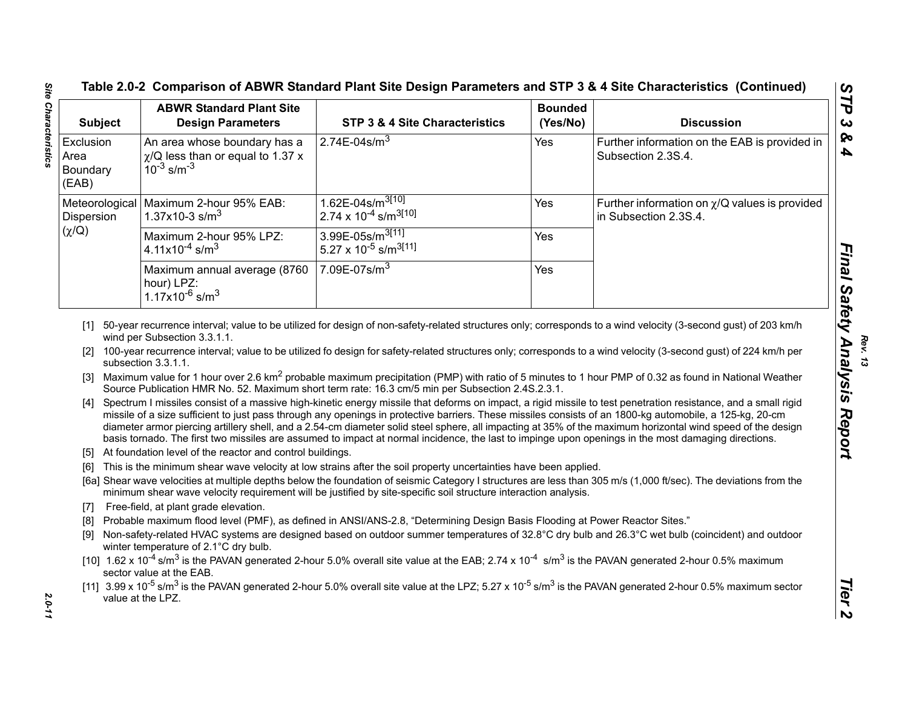## Table 2.0-2 Comparison of ABWR Standard Plant Site Design Parameters and STP 3 & 4 Site Characteristics (Continued)

| Subject | ABWR Standard Plant Site Design Parameters | STP 3 & 4 Site Characteristics | Bounded (Yes/No) | Discussion |
|---|---|---|---|---|
| Exclusion Area Boundary (EAB) | An area whose boundary has a χ/Q less than or equal to 1.37 x $10^{-3}$ s/m$^{-3}$ | 2.74E-04s/m$^3$ | Yes | Further information on the EAB is provided in Subsection 2.3S.4. |
| Meteorological Dispersion (χ/Q) | Maximum 2-hour 95% EAB: 1.37x10-3 s/m$^3$ | 1.62E-04s/m$^3$[10] 2.74 x $10^{-4}$ s/m$^3$[10] | Yes | Further information on χ/Q values is provided in Subsection 2.3S.4. |
| | Maximum 2-hour 95% LPZ: 4.11x$10^{-4}$ s/m$^3$ | 3.99E-05s/m$^3$[11] 5.27 x $10^{-5}$ s/m$^3$[11] | Yes | |
| | Maximum annual average (8760 hour) LPZ: 1.17x$10^{-6}$ s/m$^3$ | 7.09E-07s/m$^3$ | Yes | |

[1] 50-year recurrence interval; value to be utilized for design of non-safety-related structures only; corresponds to a wind velocity (3-second gust) of 203 km/h wind per Subsection 3.3.1.1.

[2] 100-year recurrence interval; value to be utilized fo design for safety-related structures only; corresponds to a wind velocity (3-second gust) of 224 km/h per subsection 3.3.1.1.

[3] Maximum value for 1 hour over 2.6 km$^2$ probable maximum precipitation (PMP) with ratio of 5 minutes to 1 hour PMP of 0.32 as found in National Weather Source Publication HMR No. 52. Maximum short term rate: 16.3 cm/5 min per Subsection 2.4S.2.3.1.

[4] Spectrum I missiles consist of a massive high-kinetic energy missile that deforms on impact, a rigid missile to test penetration resistance, and a small rigid missile of a size sufficient to just pass through any openings in protective barriers. These missiles consists of an 1800-kg automobile, a 125-kg, 20-cm diameter armor piercing artillery shell, and a 2.54-cm diameter solid steel sphere, all impacting at 35% of the maximum horizontal wind speed of the design basis tornado. The first two missiles are assumed to impact at normal incidence, the last to impinge upon openings in the most damaging directions.

[5] At foundation level of the reactor and control buildings.

[6] This is the minimum shear wave velocity at low strains after the soil property uncertainties have been applied.

[6a] Shear wave velocities at multiple depths below the foundation of seismic Category I structures are less than 305 m/s (1,000 ft/sec). The deviations from the minimum shear wave velocity requirement will be justified by site-specific soil structure interaction analysis.

[7] Free-field, at plant grade elevation.

[8] Probable maximum flood level (PMF), as defined in ANSI/ANS-2.8, "Determining Design Basis Flooding at Power Reactor Sites."

[9] Non-safety-related HVAC systems are designed based on outdoor summer temperatures of 32.8°C dry bulb and 26.3°C wet bulb (coincident) and outdoor winter temperature of 2.1°C dry bulb.

[10] 1.62 x $10^{-4}$ s/m$^3$ is the PAVAN generated 2-hour 5.0% overall site value at the EAB; 2.74 x $10^{-4}$ s/m$^3$ is the PAVAN generated 2-hour 0.5% maximum sector value at the EAB.

[11] 3.99 x $10^{-5}$ s/m$^3$ is the PAVAN generated 2-hour 5.0% overall site value at the LPZ; 5.27 x $10^{-5}$ s/m$^3$ is the PAVAN generated 2-hour 0.5% maximum sector value at the LPZ.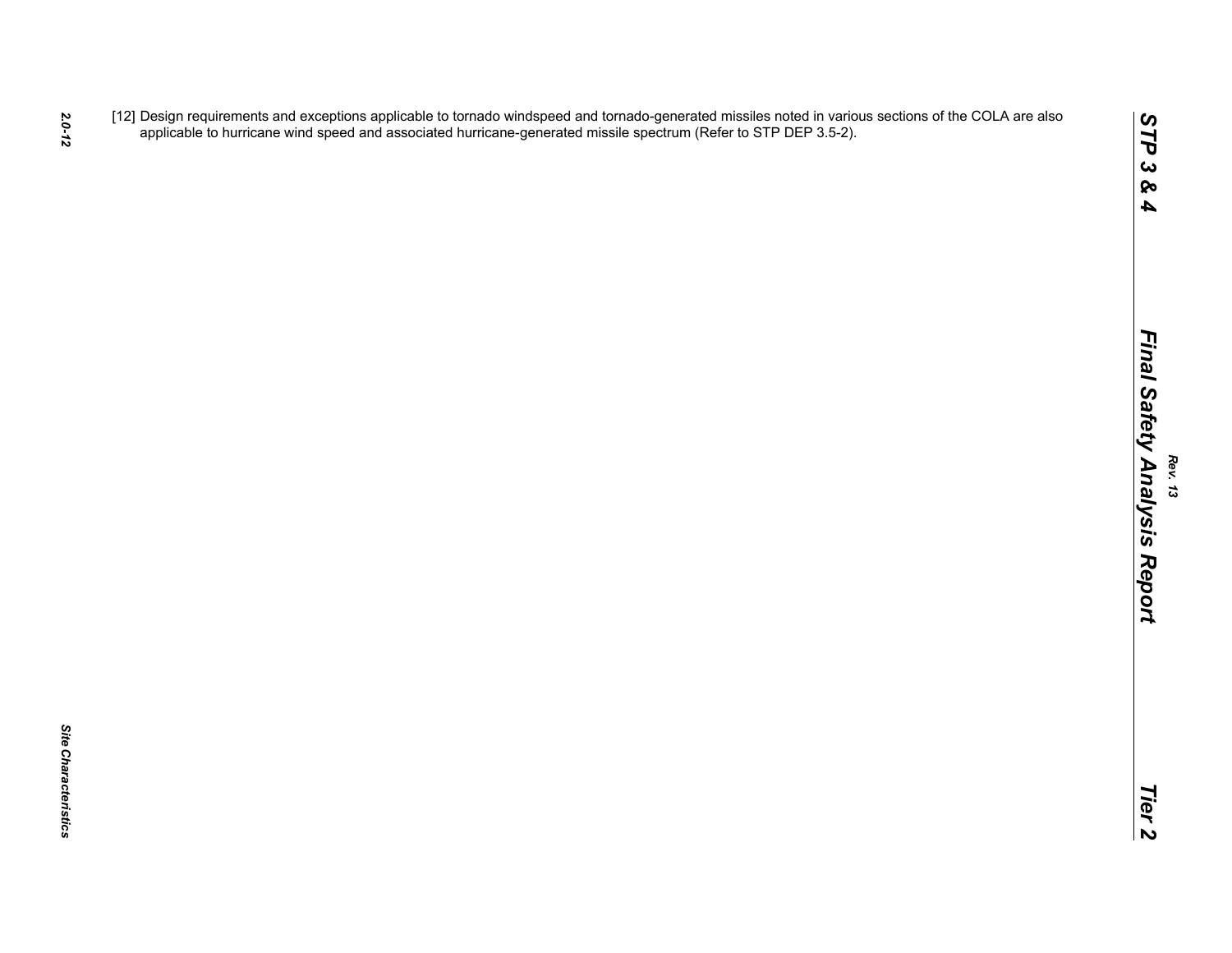[12] Design requirements and exceptions applicable to tornado windspeed and tornado-generated missiles noted in various sections of the COLA are also applicable to hurricane wind speed and associated hurricane-generated missile spectrum (Refer to STP DEP 3.5-2).